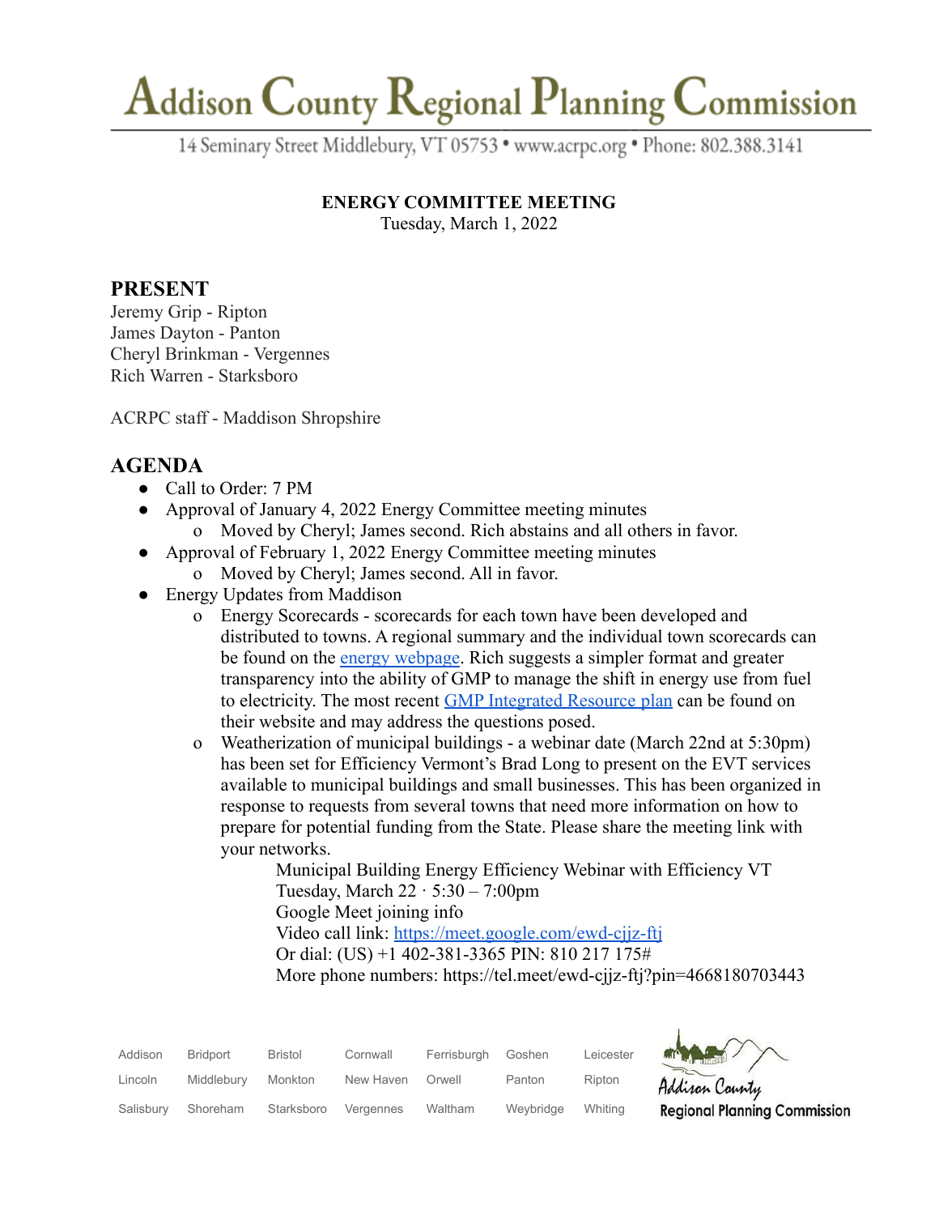# Addison County Regional Planning Commission

14 Seminary Street Middlebury, VT 05753 • www.acrpc.org • Phone: 802.388.3141

**ENERGY COMMITTEE MEETING**
Tuesday, March 1, 2022

## PRESENT

Jeremy Grip - Ripton
James Dayton - Panton
Cheryl Brinkman - Vergennes
Rich Warren - Starksboro

ACRPC staff - Maddison Shropshire

## AGENDA

- Call to Order: 7 PM
- Approval of January 4, 2022 Energy Committee meeting minutes
  - Moved by Cheryl; James second. Rich abstains and all others in favor.
- Approval of February 1, 2022 Energy Committee meeting minutes
  - Moved by Cheryl; James second. All in favor.
- Energy Updates from Maddison
  - Energy Scorecards - scorecards for each town have been developed and distributed to towns. A regional summary and the individual town scorecards can be found on the energy webpage. Rich suggests a simpler format and greater transparency into the ability of GMP to manage the shift in energy use from fuel to electricity. The most recent GMP Integrated Resource plan can be found on their website and may address the questions posed.
  - Weatherization of municipal buildings - a webinar date (March 22nd at 5:30pm) has been set for Efficiency Vermont's Brad Long to present on the EVT services available to municipal buildings and small businesses. This has been organized in response to requests from several towns that need more information on how to prepare for potential funding from the State. Please share the meeting link with your networks.

    Municipal Building Energy Efficiency Webinar with Efficiency VT
    Tuesday, March 22 · 5:30 – 7:00pm
    Google Meet joining info
    Video call link: https://meet.google.com/ewd-cjjz-ftj
    Or dial: (US) +1 402-381-3365 PIN: 810 217 175#
    More phone numbers: https://tel.meet/ewd-cjjz-ftj?pin=4668180703443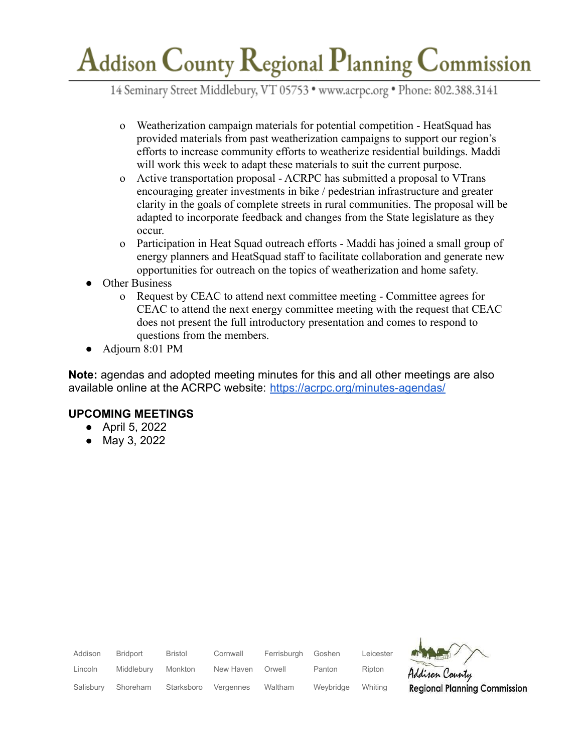- Weatherization campaign materials for potential competition - HeatSquad has provided materials from past weatherization campaigns to support our region's efforts to increase community efforts to weatherize residential buildings. Maddi will work this week to adapt these materials to suit the current purpose.
   - Active transportation proposal - ACRPC has submitted a proposal to VTrans encouraging greater investments in bike / pedestrian infrastructure and greater clarity in the goals of complete streets in rural communities. The proposal will be adapted to incorporate feedback and changes from the State legislature as they occur.
   - Participation in Heat Squad outreach efforts - Maddi has joined a small group of energy planners and HeatSquad staff to facilitate collaboration and generate new opportunities for outreach on the topics of weatherization and home safety.
- Other Business
   - Request by CEAC to attend next committee meeting - Committee agrees for CEAC to attend the next energy committee meeting with the request that CEAC does not present the full introductory presentation and comes to respond to questions from the members.
- Adjourn 8:01 PM

**Note:** agendas and adopted meeting minutes for this and all other meetings are also available online at the ACRPC website: https://acrpc.org/minutes-agendas/

**UPCOMING MEETINGS**

- April 5, 2022
- May 3, 2022